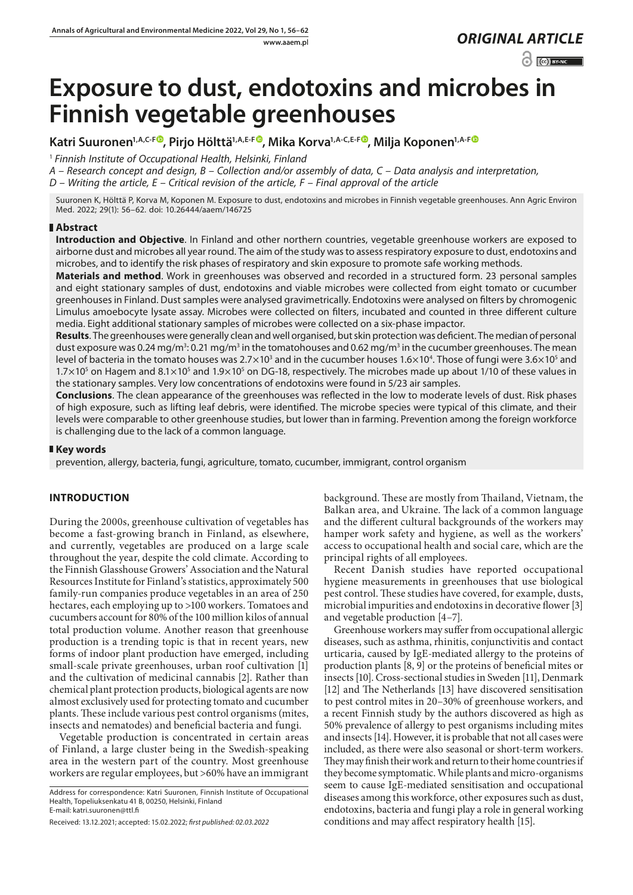*ORIGINAL ARTICLE*

# Exposure to dust, endotoxins and microbes in Finnish vegetable greenhouses

**Katri Suuronen[1,A,C-F], Pirjo Hölttä[1,A,E-F], Mika Korva[1,A-C,E-F], Milja Koponen[1,A-F]**

[1] *Finnish Institute of Occupational Health, Helsinki, Finland*

*A – Research concept and design, B – Collection and/or assembly of data, C – Data analysis and interpretation, D – Writing the article, E – Critical revision of the article, F – Final approval of the article*

Suuronen K, Hölttä P, Korva M, Koponen M. Exposure to dust, endotoxins and microbes in Finnish vegetable greenhouses. Ann Agric Environ Med. 2022; 29(1): 56–62. doi: 10.26444/aaem/146725

## Abstract

**Introduction and Objective**. In Finland and other northern countries, vegetable greenhouse workers are exposed to airborne dust and microbes all year round. The aim of the study was to assess respiratory exposure to dust, endotoxins and microbes, and to identify the risk phases of respiratory and skin exposure to promote safe working methods.

**Materials and method**. Work in greenhouses was observed and recorded in a structured form. 23 personal samples and eight stationary samples of dust, endotoxins and viable microbes were collected from eight tomato or cucumber greenhouses in Finland. Dust samples were analysed gravimetrically. Endotoxins were analysed on filters by chromogenic Limulus amoebocyte lysate assay. Microbes were collected on filters, incubated and counted in three different culture media. Eight additional stationary samples of microbes were collected on a six-phase impactor.

**Results**. The greenhouses were generally clean and well organised, but skin protection was deficient. The median of personal dust exposure was 0.24 mg/m$^3$: 0.21 mg/m$^3$ in the tomatohouses and 0.62 mg/m$^3$ in the cucumber greenhouses. The mean level of bacteria in the tomato houses was $2.7{\times}10^3$ and in the cucumber houses $1.6{\times}10^4$. Those of fungi were $3.6{\times}10^5$ and $1.7{\times}10^5$ on Hagem and $8.1{\times}10^5$ and $1.9{\times}10^5$ on DG-18, respectively. The microbes made up about 1/10 of these values in the stationary samples. Very low concentrations of endotoxins were found in 5/23 air samples.

**Conclusions**. The clean appearance of the greenhouses was reflected in the low to moderate levels of dust. Risk phases of high exposure, such as lifting leaf debris, were identified. The microbe species were typical of this climate, and their levels were comparable to other greenhouse studies, but lower than in farming. Prevention among the foreign workforce is challenging due to the lack of a common language.

## Key words

prevention, allergy, bacteria, fungi, agriculture, tomato, cucumber, immigrant, control organism

## INTRODUCTION

During the 2000s, greenhouse cultivation of vegetables has become a fast-growing branch in Finland, as elsewhere, and currently, vegetables are produced on a large scale throughout the year, despite the cold climate. According to the Finnish Glasshouse Growers' Association and the Natural Resources Institute for Finland's statistics, approximately 500 family-run companies produce vegetables in an area of 250 hectares, each employing up to >100 workers. Tomatoes and cucumbers account for 80% of the 100 million kilos of annual total production volume. Another reason that greenhouse production is a trending topic is that in recent years, new forms of indoor plant production have emerged, including small-scale private greenhouses, urban roof cultivation [1] and the cultivation of medicinal cannabis [2]. Rather than chemical plant protection products, biological agents are now almost exclusively used for protecting tomato and cucumber plants. These include various pest control organisms (mites, insects and nematodes) and beneficial bacteria and fungi.

Vegetable production is concentrated in certain areas of Finland, a large cluster being in the Swedish-speaking area in the western part of the country. Most greenhouse workers are regular employees, but >60% have an immigrant background. These are mostly from Thailand, Vietnam, the Balkan area, and Ukraine. The lack of a common language and the different cultural backgrounds of the workers may hamper work safety and hygiene, as well as the workers' access to occupational health and social care, which are the principal rights of all employees.

Recent Danish studies have reported occupational hygiene measurements in greenhouses that use biological pest control. These studies have covered, for example, dusts, microbial impurities and endotoxins in decorative flower [3] and vegetable production [4–7].

Greenhouse workers may suffer from occupational allergic diseases, such as asthma, rhinitis, conjunctivitis and contact urticaria, caused by IgE-mediated allergy to the proteins of production plants [8, 9] or the proteins of beneficial mites or insects [10]. Cross-sectional studies in Sweden [11], Denmark [12] and The Netherlands [13] have discovered sensitisation to pest control mites in 20–30% of greenhouse workers, and a recent Finnish study by the authors discovered as high as 50% prevalence of allergy to pest organisms including mites and insects [14]. However, it is probable that not all cases were included, as there were also seasonal or short-term workers. They may finish their work and return to their home countries if they become symptomatic. While plants and micro-organisms seem to cause IgE-mediated sensitisation and occupational diseases among this workforce, other exposures such as dust, endotoxins, bacteria and fungi play a role in general working conditions and may affect respiratory health [15].

Address for correspondence: Katri Suuronen, Finnish Institute of Occupational Health, Topeliuksenkatu 41 B, 00250, Helsinki, Finland
E-mail: katri.suuronen@ttl.fi

Received: 13.12.2021; accepted: 15.02.2022; *first published: 02.03.2022*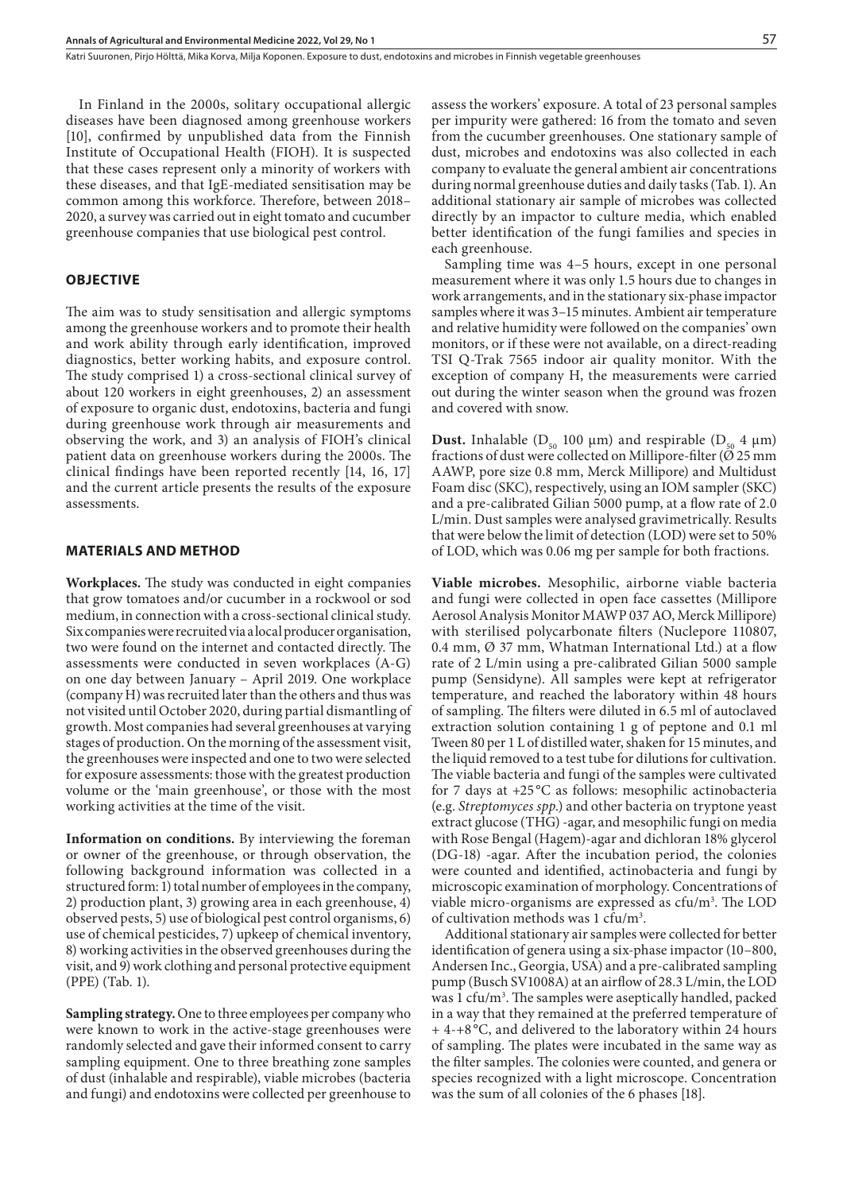In Finland in the 2000s, solitary occupational allergic diseases have been diagnosed among greenhouse workers [10], confirmed by unpublished data from the Finnish Institute of Occupational Health (FIOH). It is suspected that these cases represent only a minority of workers with these diseases, and that IgE-mediated sensitisation may be common among this workforce. Therefore, between 2018–2020, a survey was carried out in eight tomato and cucumber greenhouse companies that use biological pest control.

## OBJECTIVE

The aim was to study sensitisation and allergic symptoms among the greenhouse workers and to promote their health and work ability through early identification, improved diagnostics, better working habits, and exposure control. The study comprised 1) a cross-sectional clinical survey of about 120 workers in eight greenhouses, 2) an assessment of exposure to organic dust, endotoxins, bacteria and fungi during greenhouse work through air measurements and observing the work, and 3) an analysis of FIOH's clinical patient data on greenhouse workers during the 2000s. The clinical findings have been reported recently [14, 16, 17] and the current article presents the results of the exposure assessments.

## MATERIALS AND METHOD

**Workplaces.** The study was conducted in eight companies that grow tomatoes and/or cucumber in a rockwool or sod medium, in connection with a cross-sectional clinical study. Six companies were recruited via a local producer organisation, two were found on the internet and contacted directly. The assessments were conducted in seven workplaces (A-G) on one day between January – April 2019. One workplace (company H) was recruited later than the others and thus was not visited until October 2020, during partial dismantling of growth. Most companies had several greenhouses at varying stages of production. On the morning of the assessment visit, the greenhouses were inspected and one to two were selected for exposure assessments: those with the greatest production volume or the 'main greenhouse', or those with the most working activities at the time of the visit.

**Information on conditions.** By interviewing the foreman or owner of the greenhouse, or through observation, the following background information was collected in a structured form: 1) total number of employees in the company, 2) production plant, 3) growing area in each greenhouse, 4) observed pests, 5) use of biological pest control organisms, 6) use of chemical pesticides, 7) upkeep of chemical inventory, 8) working activities in the observed greenhouses during the visit, and 9) work clothing and personal protective equipment (PPE) (Tab. 1).

**Sampling strategy.** One to three employees per company who were known to work in the active-stage greenhouses were randomly selected and gave their informed consent to carry sampling equipment. One to three breathing zone samples of dust (inhalable and respirable), viable microbes (bacteria and fungi) and endotoxins were collected per greenhouse to assess the workers' exposure. A total of 23 personal samples per impurity were gathered: 16 from the tomato and seven from the cucumber greenhouses. One stationary sample of dust, microbes and endotoxins was also collected in each company to evaluate the general ambient air concentrations during normal greenhouse duties and daily tasks (Tab. 1). An additional stationary air sample of microbes was collected directly by an impactor to culture media, which enabled better identification of the fungi families and species in each greenhouse.

Sampling time was 4–5 hours, except in one personal measurement where it was only 1.5 hours due to changes in work arrangements, and in the stationary six-phase impactor samples where it was 3–15 minutes. Ambient air temperature and relative humidity were followed on the companies' own monitors, or if these were not available, on a direct-reading TSI Q-Trak 7565 indoor air quality monitor. With the exception of company H, the measurements were carried out during the winter season when the ground was frozen and covered with snow.

**Dust.** Inhalable ($D_{50}$ 100 µm) and respirable ($D_{50}$ 4 µm) fractions of dust were collected on Millipore-filter (Ø 25 mm AAWP, pore size 0.8 mm, Merck Millipore) and Multidust Foam disc (SKC), respectively, using an IOM sampler (SKC) and a pre-calibrated Gilian 5000 pump, at a flow rate of 2.0 L/min. Dust samples were analysed gravimetrically. Results that were below the limit of detection (LOD) were set to 50% of LOD, which was 0.06 mg per sample for both fractions.

**Viable microbes.** Mesophilic, airborne viable bacteria and fungi were collected in open face cassettes (Millipore Aerosol Analysis Monitor MAWP 037 AO, Merck Millipore) with sterilised polycarbonate filters (Nuclepore 110807, 0.4 mm, Ø 37 mm, Whatman International Ltd.) at a flow rate of 2 L/min using a pre-calibrated Gilian 5000 sample pump (Sensidyne). All samples were kept at refrigerator temperature, and reached the laboratory within 48 hours of sampling. The filters were diluted in 6.5 ml of autoclaved extraction solution containing 1 g of peptone and 0.1 ml Tween 80 per 1 L of distilled water, shaken for 15 minutes, and the liquid removed to a test tube for dilutions for cultivation. The viable bacteria and fungi of the samples were cultivated for 7 days at +25 °C as follows: mesophilic actinobacteria (e.g. *Streptomyces spp.*) and other bacteria on tryptone yeast extract glucose (THG) -agar, and mesophilic fungi on media with Rose Bengal (Hagem)-agar and dichloran 18% glycerol (DG-18) -agar. After the incubation period, the colonies were counted and identified, actinobacteria and fungi by microscopic examination of morphology. Concentrations of viable micro-organisms are expressed as cfu/m$^3$. The LOD of cultivation methods was 1 cfu/m$^3$.

Additional stationary air samples were collected for better identification of genera using a six-phase impactor (10–800, Andersen Inc., Georgia, USA) and a pre-calibrated sampling pump (Busch SV1008A) at an airflow of 28.3 L/min, the LOD was 1 cfu/m$^3$. The samples were aseptically handled, packed in a way that they remained at the preferred temperature of + 4-+8 °C, and delivered to the laboratory within 24 hours of sampling. The plates were incubated in the same way as the filter samples. The colonies were counted, and genera or species recognized with a light microscope. Concentration was the sum of all colonies of the 6 phases [18].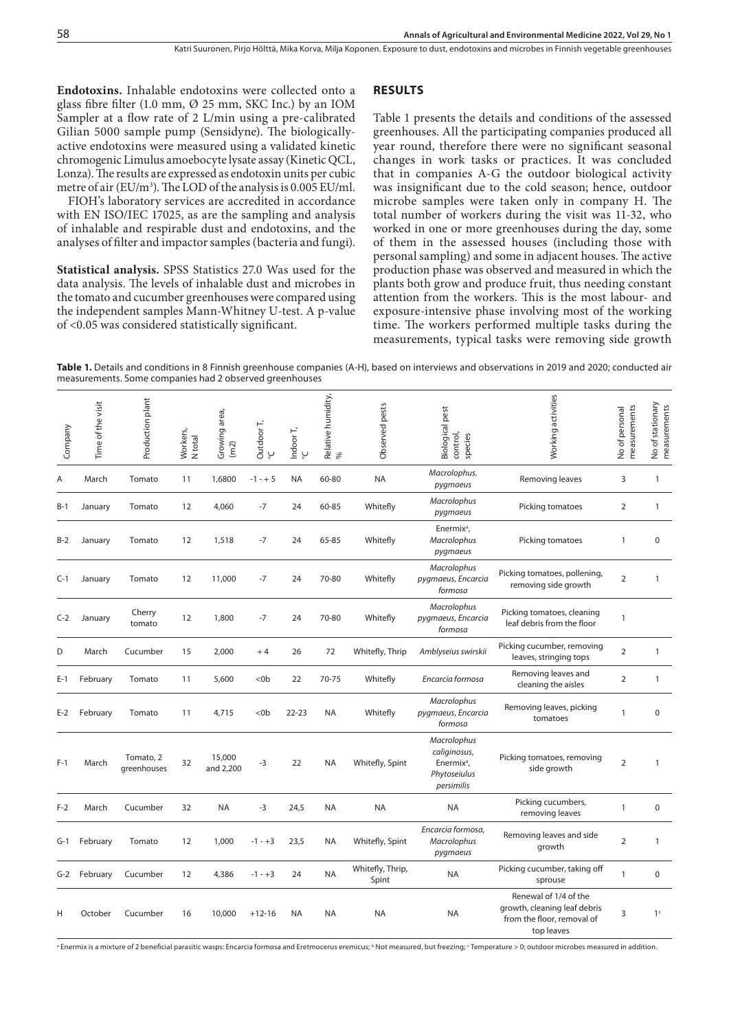**Endotoxins.** Inhalable endotoxins were collected onto a glass fibre filter (1.0 mm, Ø 25 mm, SKC Inc.) by an IOM Sampler at a flow rate of 2 L/min using a pre-calibrated Gilian 5000 sample pump (Sensidyne). The biologically-active endotoxins were measured using a validated kinetic chromogenic Limulus amoebocyte lysate assay (Kinetic QCL, Lonza). The results are expressed as endotoxin units per cubic metre of air (EU/m$^3$). The LOD of the analysis is 0.005 EU/ml.

FIOH's laboratory services are accredited in accordance with EN ISO/IEC 17025, as are the sampling and analysis of inhalable and respirable dust and endotoxins, and the analyses of filter and impactor samples (bacteria and fungi).

**Statistical analysis.** SPSS Statistics 27.0 Was used for the data analysis. The levels of inhalable dust and microbes in the tomato and cucumber greenhouses were compared using the independent samples Mann-Whitney U-test. A p-value of <0.05 was considered statistically significant.

## RESULTS

Table 1 presents the details and conditions of the assessed greenhouses. All the participating companies produced all year round, therefore there were no significant seasonal changes in work tasks or practices. It was concluded that in companies A-G the outdoor biological activity was insignificant due to the cold season; hence, outdoor microbe samples were taken only in company H. The total number of workers during the visit was 11-32, who worked in one or more greenhouses during the day, some of them in the assessed houses (including those with personal sampling) and some in adjacent houses. The active production phase was observed and measured in which the plants both grow and produce fruit, thus needing constant attention from the workers. This is the most labour- and exposure-intensive phase involving most of the working time. The workers performed multiple tasks during the measurements, typical tasks were removing side growth

**Table 1.** Details and conditions in 8 Finnish greenhouse companies (A-H), based on interviews and observations in 2019 and 2020; conducted air measurements. Some companies had 2 observed greenhouses

| Company | Time of the visit | Production plant | Workers, N total | Growing area, (m2) | Outdoor T, °C | Indoor T, °C | Relative humidity, % | Observed pests | Biological pest control, species | Working activities | No of personal measurements | No of stationary measurements |
|---|---|---|---|---|---|---|---|---|---|---|---|---|
| A | March | Tomato | 11 | 1,6800 | -1 - + 5 | NA | 60-80 | NA | *Macrolophus. pygmaeus* | Removing leaves | 3 | 1 |
| B-1 | January | Tomato | 12 | 4,060 | -7 | 24 | 60-85 | Whitefly | *Macrolophus pygmaeus* | Picking tomatoes | 2 | 1 |
| B-2 | January | Tomato | 12 | 1,518 | -7 | 24 | 65-85 | Whitefly | Enermix[a], *Macrolophus pygmaeus* | Picking tomatoes | 1 | 0 |
| C-1 | January | Tomato | 12 | 11,000 | -7 | 24 | 70-80 | Whitefly | *Macrolophus pygmaeus, Encarcia formosa* | Picking tomatoes, pollening, removing side growth | 2 | 1 |
| C-2 | January | Cherry tomato | 12 | 1,800 | -7 | 24 | 70-80 | Whitefly | *Macrolophus pygmaeus, Encarcia formosa* | Picking tomatoes, cleaning leaf debris from the floor | 1 | |
| D | March | Cucumber | 15 | 2,000 | + 4 | 26 | 72 | Whitefly, Thrip | *Amblyseius swirskii* | Picking cucumber, removing leaves, stringing tops | 2 | 1 |
| E-1 | February | Tomato | 11 | 5,600 | <0b | 22 | 70-75 | Whitefly | *Encarcia formosa* | Removing leaves and cleaning the aisles | 2 | 1 |
| E-2 | February | Tomato | 11 | 4,715 | <0b | 22-23 | NA | Whitefly | *Macrolophus pygmaeus, Encarcia formosa* | Removing leaves, picking tomatoes | 1 | 0 |
| F-1 | March | Tomato, 2 greenhouses | 32 | 15,000 and 2,200 | -3 | 22 | NA | Whitefly, Spint | *Macrolophus caliginosus*, Enermix[a], *Phytoseiulus persimilis* | Picking tomatoes, removing side growth | 2 | 1 |
| F-2 | March | Cucumber | 32 | NA | -3 | 24,5 | NA | NA | NA | Picking cucumbers, removing leaves | 1 | 0 |
| G-1 | February | Tomato | 12 | 1,000 | -1 - +3 | 23,5 | NA | Whitefly, Spint | *Encarcia formosa, Macrolophus pygmaeus* | Removing leaves and side growth | 2 | 1 |
| G-2 | February | Cucumber | 12 | 4,386 | -1 - +3 | 24 | NA | Whitefly, Thrip, Spint | NA | Picking cucumber, taking off sprouse | 1 | 0 |
| H | October | Cucumber | 16 | 10,000 | +12-16 | NA | NA | NA | NA | Renewal of 1/4 of the growth, cleaning leaf debris from the floor, removal of top leaves | 3 | 1[c] |

[a] Enermix is a mixture of 2 beneficial parasitic wasps: Encarcia formosa and Eretmocerus eremicus; [b] Not measured, but freezing; [c] Temperature > 0; outdoor microbes measured in addition.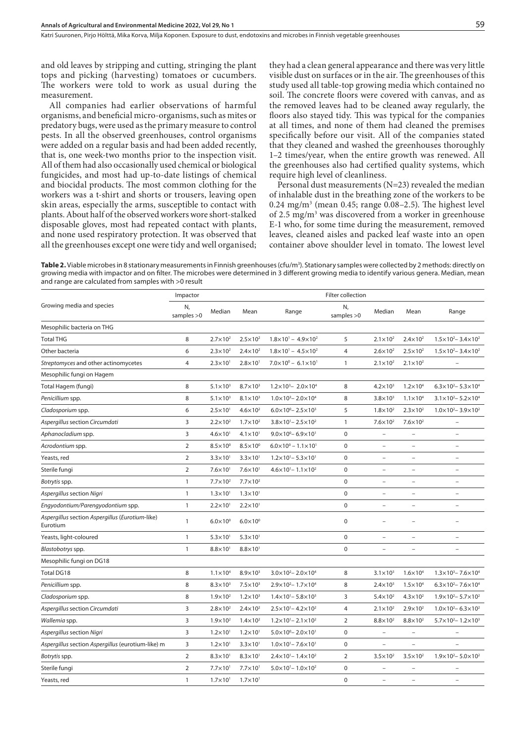and old leaves by stripping and cutting, stringing the plant tops and picking (harvesting) tomatoes or cucumbers. The workers were told to work as usual during the measurement.

All companies had earlier observations of harmful organisms, and beneficial micro-organisms, such as mites or predatory bugs, were used as the primary measure to control pests. In all the observed greenhouses, control organisms were added on a regular basis and had been added recently, that is, one week-two months prior to the inspection visit. All of them had also occasionally used chemical or biological fungicides, and most had up-to-date listings of chemical and biocidal products. The most common clothing for the workers was a t-shirt and shorts or trousers, leaving open skin areas, especially the arms, susceptible to contact with plants. About half of the observed workers wore short-stalked disposable gloves, most had repeated contact with plants, and none used respiratory protection. It was observed that all the greenhouses except one were tidy and well organised; they had a clean general appearance and there was very little visible dust on surfaces or in the air. The greenhouses of this study used all table-top growing media which contained no soil. The concrete floors were covered with canvas, and as the removed leaves had to be cleaned away regularly, the floors also stayed tidy. This was typical for the companies at all times, and none of them had cleaned the premises specifically before our visit. All of the companies stated that they cleaned and washed the greenhouses thoroughly 1–2 times/year, when the entire growth was renewed. All the greenhouses also had certified quality systems, which require high level of cleanliness.

Personal dust measurements (N=23) revealed the median of inhalable dust in the breathing zone of the workers to be 0.24 mg/m$^3$ (mean 0.45; range 0.08–2.5). The highest level of 2.5 mg/m$^3$ was discovered from a worker in greenhouse E-1 who, for some time during the measurement, removed leaves, cleaned aisles and packed leaf waste into an open container above shoulder level in tomato. The lowest level

**Table 2.** Viable microbes in 8 stationary measurements in Finnish greenhouses (cfu/m$^3$). Stationary samples were collected by 2 methods: directly on growing media with impactor and on filter. The microbes were determined in 3 different growing media to identify various genera. Median, mean and range are calculated from samples with >0 result

| Growing media and species | Impactor | | | | Filter collection | | | |
|---|---|---|---|---|---|---|---|---|
| | N, samples >0 | Median | Mean | Range | N, samples >0 | Median | Mean | Range |
| Mesophilic bacteria on THG | | | | | | | | |
| Total THG | 8 | $2.7×10^2$ | $2.5×10^2$ | $1.8×10^1$ – $4.9×10^2$ | 5 | $2.1×10^2$ | $2.4×10^2$ | $1.5×10^2$– $3.4×10^2$ |
| Other bacteria | 6 | $2.3×10^2$ | $2.4×10^2$ | $1.8×10^1$ – $4.5×10^2$ | 4 | $2.6×10^2$ | $2.5×10^2$ | $1.5×10^2$– $3.4×10^2$ |
| *Streptomyces* and other actinomycetes | 4 | $2.3×10^1$ | $2.8×10^1$ | $7.0×10^0$ – $6.1×10^1$ | 1 | $2.1×10^2$ | $2.1×10^2$ | – |
| Mesophilic fungi on Hagem | | | | | | | | |
| Total Hagem (fungi) | 8 | $5.1×10^3$ | $8.7×10^3$ | $1.2×10^3$– $2.0×10^4$ | 8 | $4.2×10^3$ | $1.2×10^4$ | $6.3×10^2$– $5.3×10^4$ |
| *Penicillium* spp. | 8 | $5.1×10^3$ | $8.1×10^3$ | $1.0×10^3$– $2.0×10^4$ | 8 | $3.8×10^3$ | $1.1×10^4$ | $3.1×10^2$– $5.2×10^4$ |
| *Cladosporium* spp. | 6 | $2.5×10^1$ | $4.6×10^2$ | $6.0×10^0$– $2.5×10^3$ | 5 | $1.8×10^2$ | $2.3×10^2$ | $1.0×10^2$– $3.9×10^2$ |
| *Aspergillus* section *Circumdati* | 3 | $2.2×10^2$ | $1.7×10^2$ | $3.8×10^1$– $2.5×10^2$ | 1 | $7.6×10^2$ | $7.6×10^2$ | – |
| *Aphanocladium* spp. | 3 | $4.6×10^1$ | $4.1×10^1$ | $9.0×10^0$– $6.9×10^1$ | 0 | – | – | – |
| *Acrodontium* spp. | 2 | $8.5×10^0$ | $8.5×10^0$ | $6.0×10^0$ – $1.1×10^1$ | 0 | – | – | – |
| Yeasts, red | 2 | $3.3×10^1$ | $3.3×10^1$ | $1.2×10^1$– $5.3×10^1$ | 0 | – | – | – |
| Sterile fungi | 2 | $7.6×10^1$ | $7.6×10^1$ | $4.6×10^1$– $1.1×10^2$ | 0 | – | – | – |
| *Botrytis* spp. | 1 | $7.7×10^2$ | $7.7×10^2$ | | 0 | – | – | – |
| *Aspergillus* section *Nigri* | 1 | $1.3×10^1$ | $1.3×10^1$ | | 0 | – | – | – |
| *Engyodontium/Parengyodontium* spp. | 1 | $2.2×10^1$ | $2.2×10^1$ | | 0 | – | – | – |
| *Aspergillus* section *Aspergillus* (*Eurotium*-like) Eurotium | 1 | $6.0×10^0$ | $6.0×10^0$ | | 0 | – | – | – |
| Yeasts, light-coloured | 1 | $5.3×10^1$ | $5.3×10^1$ | | 0 | – | – | – |
| *Blastobotrys* spp. | 1 | $8.8×10^1$ | $8.8×10^1$ | | 0 | – | – | – |
| Mesophilic fungi on DG18 | | | | | | | | |
| Total DG18 | 8 | $1.1×10^4$ | $8.9×10^3$ | $3.0×10^2$– $2.0×10^4$ | 8 | $3.1×10^3$ | $1.6×10^4$ | $1.3×10^3$– $7.6×10^4$ |
| *Penicillium* spp. | 8 | $8.3×10^3$ | $7.5×10^3$ | $2.9×10^2$– $1.7×10^4$ | 8 | $2.4×10^3$ | $1.5×10^4$ | $6.3×10^2$– $7.6×10^4$ |
| *Cladosporium* spp. | 8 | $1.9×10^2$ | $1.2×10^3$ | $1.4×10^1$– $5.8×10^3$ | 3 | $5.4×10^2$ | $4.3×10^2$ | $1.9×10^2$– $5.7×10^2$ |
| *Aspergillus* section *Circumdati* | 3 | $2.8×10^2$ | $2.4×10^2$ | $2.5×10^1$– $4.2×10^2$ | 4 | $2.1×10^2$ | $2.9×10^2$ | $1.0×10^2$– $6.3×10^2$ |
| *Wallemia* spp. | 3 | $1.9×10^2$ | $1.4×10^2$ | $1.2×10^1$– $2.1×10^2$ | 2 | $8.8×10^2$ | $8.8×10^2$ | $5.7×10^2$– $1.2×10^3$ |
| *Aspergillus* section *Nigri* | 3 | $1.2×10^1$ | $1.2×10^1$ | $5.0×10^0$– $2.0×10^1$ | 0 | – | – | – |
| *Aspergillus* section *Aspergillus* (eurotium-like) m | 3 | $1.2×10^1$ | $3.3×10^1$ | $1.0×10^1$– $7.6×10^1$ | 0 | – | – | – |
| *Botrytis* spp. | 2 | $8.3×10^1$ | $8.3×10^1$ | $2.4×10^1$– $1.4×10^2$ | 2 | $3.5×10^2$ | $3.5×10^2$ | $1.9×10^2$– $5.0×10^2$ |
| Sterile fungi | 2 | $7.7×10^1$ | $7.7×10^1$ | $5.0×10^1$– $1.0×10^2$ | 0 | – | – | – |
| Yeasts, red | 1 | $1.7×10^1$ | $1.7×10^1$ | | 0 | – | – | – |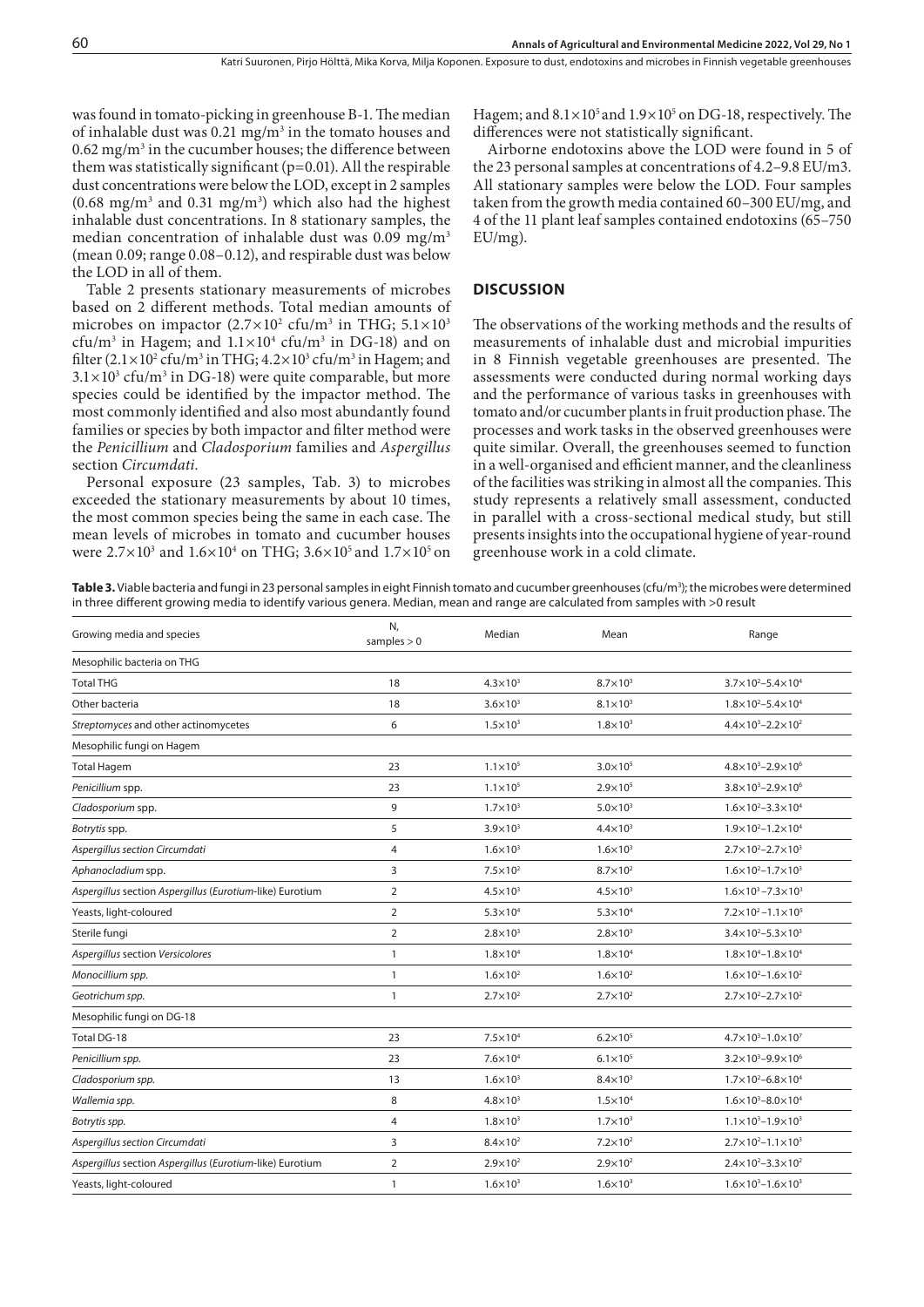was found in tomato-picking in greenhouse B-1. The median of inhalable dust was 0.21 mg/m$^3$ in the tomato houses and 0.62 mg/m$^3$ in the cucumber houses; the difference between them was statistically significant (p=0.01). All the respirable dust concentrations were below the LOD, except in 2 samples (0.68 mg/m$^3$ and 0.31 mg/m$^3$) which also had the highest inhalable dust concentrations. In 8 stationary samples, the median concentration of inhalable dust was 0.09 mg/m$^3$ (mean 0.09; range 0.08–0.12), and respirable dust was below the LOD in all of them.

Table 2 presents stationary measurements of microbes based on 2 different methods. Total median amounts of microbes on impactor ($2.7\times10^2$ cfu/m$^3$ in THG; $5.1\times10^3$ cfu/m$^3$ in Hagem; and $1.1\times10^4$ cfu/m$^3$ in DG-18) and on filter ($2.1\times10^2$ cfu/m$^3$ in THG; $4.2\times10^3$ cfu/m$^3$ in Hagem; and $3.1\times10^3$ cfu/m$^3$ in DG-18) were quite comparable, but more species could be identified by the impactor method. The most commonly identified and also most abundantly found families or species by both impactor and filter method were the *Penicillium* and *Cladosporium* families and *Aspergillus* section *Circumdati*.

Personal exposure (23 samples, Tab. 3) to microbes exceeded the stationary measurements by about 10 times, the most common species being the same in each case. The mean levels of microbes in tomato and cucumber houses were $2.7\times10^3$ and $1.6\times10^4$ on THG; $3.6\times10^5$ and $1.7\times10^5$ on Hagem; and $8.1\times10^5$ and $1.9\times10^5$ on DG-18, respectively. The differences were not statistically significant.

Airborne endotoxins above the LOD were found in 5 of the 23 personal samples at concentrations of 4.2–9.8 EU/m3. All stationary samples were below the LOD. Four samples taken from the growth media contained 60–300 EU/mg, and 4 of the 11 plant leaf samples contained endotoxins (65–750 EU/mg).

## DISCUSSION

The observations of the working methods and the results of measurements of inhalable dust and microbial impurities in 8 Finnish vegetable greenhouses are presented. The assessments were conducted during normal working days and the performance of various tasks in greenhouses with tomato and/or cucumber plants in fruit production phase. The processes and work tasks in the observed greenhouses were quite similar. Overall, the greenhouses seemed to function in a well-organised and efficient manner, and the cleanliness of the facilities was striking in almost all the companies. This study represents a relatively small assessment, conducted in parallel with a cross-sectional medical study, but still presents insights into the occupational hygiene of year-round greenhouse work in a cold climate.

**Table 3.** Viable bacteria and fungi in 23 personal samples in eight Finnish tomato and cucumber greenhouses (cfu/m$^3$); the microbes were determined in three different growing media to identify various genera. Median, mean and range are calculated from samples with >0 result

| Growing media and species | N, samples > 0 | Median | Mean | Range |
|---|---|---|---|---|
| Mesophilic bacteria on THG | | | | |
| Total THG | 18 | $4.3\times10^3$ | $8.7\times10^3$ | $3.7\times10^2$–$5.4\times10^4$ |
| Other bacteria | 18 | $3.6\times10^3$ | $8.1\times10^3$ | $1.8\times10^2$–$5.4\times10^4$ |
| *Streptomyces* and other actinomycetes | 6 | $1.5\times10^3$ | $1.8\times10^3$ | $4.4\times10^3$–$2.2\times10^2$ |
| Mesophilic fungi on Hagem | | | | |
| Total Hagem | 23 | $1.1\times10^5$ | $3.0\times10^5$ | $4.8\times10^3$–$2.9\times10^6$ |
| *Penicillium* spp. | 23 | $1.1\times10^5$ | $2.9\times10^5$ | $3.8\times10^3$–$2.9\times10^6$ |
| *Cladosporium* spp. | 9 | $1.7\times10^3$ | $5.0\times10^3$ | $1.6\times10^2$–$3.3\times10^4$ |
| *Botrytis* spp. | 5 | $3.9\times10^3$ | $4.4\times10^3$ | $1.9\times10^2$–$1.2\times10^4$ |
| *Aspergillus section Circumdati* | 4 | $1.6\times10^3$ | $1.6\times10^3$ | $2.7\times10^2$–$2.7\times10^3$ |
| *Aphanocladium* spp. | 3 | $7.5\times10^2$ | $8.7\times10^2$ | $1.6\times10^2$–$1.7\times10^3$ |
| *Aspergillus* section *Aspergillus* (*Eurotium*-like) Eurotium | 2 | $4.5\times10^3$ | $4.5\times10^3$ | $1.6\times10^3$–$7.3\times10^3$ |
| Yeasts, light-coloured | 2 | $5.3\times10^4$ | $5.3\times10^4$ | $7.2\times10^2$–$1.1\times10^5$ |
| Sterile fungi | 2 | $2.8\times10^3$ | $2.8\times10^3$ | $3.4\times10^2$–$5.3\times10^3$ |
| *Aspergillus* section *Versicolores* | 1 | $1.8\times10^4$ | $1.8\times10^4$ | $1.8\times10^4$–$1.8\times10^4$ |
| *Monocillium spp.* | 1 | $1.6\times10^2$ | $1.6\times10^2$ | $1.6\times10^2$–$1.6\times10^2$ |
| *Geotrichum spp.* | 1 | $2.7\times10^2$ | $2.7\times10^2$ | $2.7\times10^2$–$2.7\times10^2$ |
| Mesophilic fungi on DG-18 | | | | |
| Total DG-18 | 23 | $7.5\times10^4$ | $6.2\times10^5$ | $4.7\times10^3$–$1.0\times10^7$ |
| *Penicillium spp.* | 23 | $7.6\times10^4$ | $6.1\times10^5$ | $3.2\times10^3$–$9.9\times10^6$ |
| *Cladosporium spp.* | 13 | $1.6\times10^3$ | $8.4\times10^3$ | $1.7\times10^2$–$6.8\times10^4$ |
| *Wallemia spp.* | 8 | $4.8\times10^3$ | $1.5\times10^4$ | $1.6\times10^3$–$8.0\times10^4$ |
| *Botrytis spp.* | 4 | $1.8\times10^3$ | $1.7\times10^3$ | $1.1\times10^3$–$1.9\times10^3$ |
| *Aspergillus section Circumdati* | 3 | $8.4\times10^2$ | $7.2\times10^2$ | $2.7\times10^2$–$1.1\times10^3$ |
| *Aspergillus* section *Aspergillus* (*Eurotium*-like) Eurotium | 2 | $2.9\times10^2$ | $2.9\times10^2$ | $2.4\times10^2$–$3.3\times10^2$ |
| Yeasts, light-coloured | 1 | $1.6\times10^3$ | $1.6\times10^3$ | $1.6\times10^3$–$1.6\times10^3$ |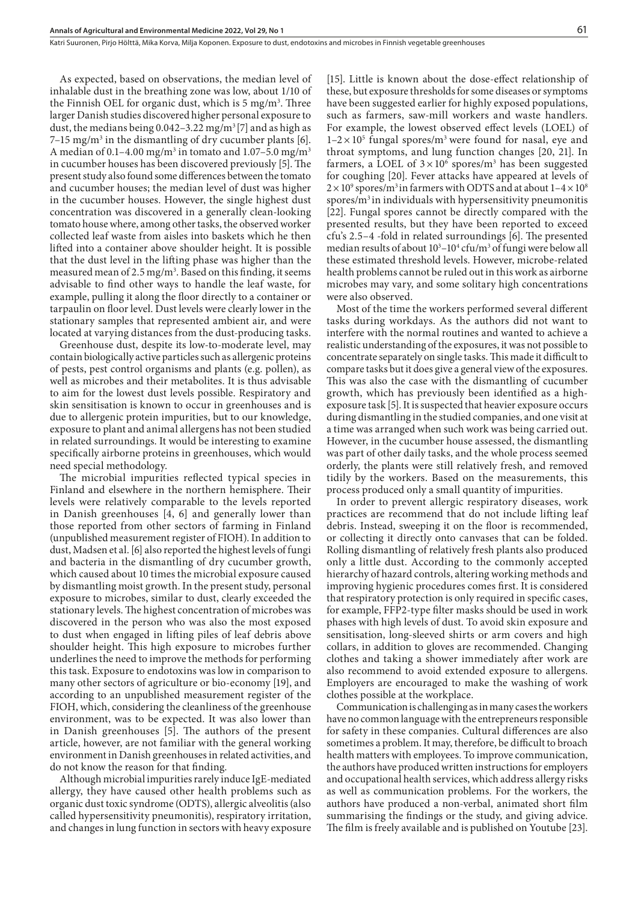As expected, based on observations, the median level of inhalable dust in the breathing zone was low, about 1/10 of the Finnish OEL for organic dust, which is 5 mg/m$^3$. Three larger Danish studies discovered higher personal exposure to dust, the medians being 0.042–3.22 mg/m$^3$ [7] and as high as 7–15 mg/m$^3$ in the dismantling of dry cucumber plants [6]. A median of 0.1–4.00 mg/m$^3$ in tomato and 1.07–5.0 mg/m$^3$ in cucumber houses has been discovered previously [5]. The present study also found some differences between the tomato and cucumber houses; the median level of dust was higher in the cucumber houses. However, the single highest dust concentration was discovered in a generally clean-looking tomato house where, among other tasks, the observed worker collected leaf waste from aisles into baskets which he then lifted into a container above shoulder height. It is possible that the dust level in the lifting phase was higher than the measured mean of 2.5 mg/m$^3$. Based on this finding, it seems advisable to find other ways to handle the leaf waste, for example, pulling it along the floor directly to a container or tarpaulin on floor level. Dust levels were clearly lower in the stationary samples that represented ambient air, and were located at varying distances from the dust-producing tasks.

Greenhouse dust, despite its low-to-moderate level, may contain biologically active particles such as allergenic proteins of pests, pest control organisms and plants (e.g. pollen), as well as microbes and their metabolites. It is thus advisable to aim for the lowest dust levels possible. Respiratory and skin sensitisation is known to occur in greenhouses and is due to allergenic protein impurities, but to our knowledge, exposure to plant and animal allergens has not been studied in related surroundings. It would be interesting to examine specifically airborne proteins in greenhouses, which would need special methodology.

The microbial impurities reflected typical species in Finland and elsewhere in the northern hemisphere. Their levels were relatively comparable to the levels reported in Danish greenhouses [4, 6] and generally lower than those reported from other sectors of farming in Finland (unpublished measurement register of FIOH). In addition to dust, Madsen et al. [6] also reported the highest levels of fungi and bacteria in the dismantling of dry cucumber growth, which caused about 10 times the microbial exposure caused by dismantling moist growth. In the present study, personal exposure to microbes, similar to dust, clearly exceeded the stationary levels. The highest concentration of microbes was discovered in the person who was also the most exposed to dust when engaged in lifting piles of leaf debris above shoulder height. This high exposure to microbes further underlines the need to improve the methods for performing this task. Exposure to endotoxins was low in comparison to many other sectors of agriculture or bio-economy [19], and according to an unpublished measurement register of the FIOH, which, considering the cleanliness of the greenhouse environment, was to be expected. It was also lower than in Danish greenhouses [5]. The authors of the present article, however, are not familiar with the general working environment in Danish greenhouses in related activities, and do not know the reason for that finding.

Although microbial impurities rarely induce IgE-mediated allergy, they have caused other health problems such as organic dust toxic syndrome (ODTS), allergic alveolitis (also called hypersensitivity pneumonitis), respiratory irritation, and changes in lung function in sectors with heavy exposure [15]. Little is known about the dose-effect relationship of these, but exposure thresholds for some diseases or symptoms have been suggested earlier for highly exposed populations, such as farmers, saw-mill workers and waste handlers. For example, the lowest observed effect levels (LOEL) of $1–2 \times 10^5$ fungal spores/m$^3$ were found for nasal, eye and throat symptoms, and lung function changes [20, 21]. In farmers, a LOEL of $3 \times 10^6$ spores/m$^3$ has been suggested for coughing [20]. Fever attacks have appeared at levels of $2 \times 10^9$ spores/m$^3$ in farmers with ODTS and at about $1–4 \times 10^8$ spores/m$^3$ in individuals with hypersensitivity pneumonitis [22]. Fungal spores cannot be directly compared with the presented results, but they have been reported to exceed cfu's 2.5–4 -fold in related surroundings [6]. The presented median results of about $10^3$–$10^4$ cfu/m$^3$ of fungi were below all these estimated threshold levels. However, microbe-related health problems cannot be ruled out in this work as airborne microbes may vary, and some solitary high concentrations were also observed.

Most of the time the workers performed several different tasks during workdays. As the authors did not want to interfere with the normal routines and wanted to achieve a realistic understanding of the exposures, it was not possible to concentrate separately on single tasks. This made it difficult to compare tasks but it does give a general view of the exposures. This was also the case with the dismantling of cucumber growth, which has previously been identified as a high-exposure task [5]. It is suspected that heavier exposure occurs during dismantling in the studied companies, and one visit at a time was arranged when such work was being carried out. However, in the cucumber house assessed, the dismantling was part of other daily tasks, and the whole process seemed orderly, the plants were still relatively fresh, and removed tidily by the workers. Based on the measurements, this process produced only a small quantity of impurities.

In order to prevent allergic respiratory diseases, work practices are recommend that do not include lifting leaf debris. Instead, sweeping it on the floor is recommended, or collecting it directly onto canvases that can be folded. Rolling dismantling of relatively fresh plants also produced only a little dust. According to the commonly accepted hierarchy of hazard controls, altering working methods and improving hygienic procedures comes first. It is considered that respiratory protection is only required in specific cases, for example, FFP2-type filter masks should be used in work phases with high levels of dust. To avoid skin exposure and sensitisation, long-sleeved shirts or arm covers and high collars, in addition to gloves are recommended. Changing clothes and taking a shower immediately after work are also recommend to avoid extended exposure to allergens. Employers are encouraged to make the washing of work clothes possible at the workplace.

Communication is challenging as in many cases the workers have no common language with the entrepreneurs responsible for safety in these companies. Cultural differences are also sometimes a problem. It may, therefore, be difficult to broach health matters with employees. To improve communication, the authors have produced written instructions for employers and occupational health services, which address allergy risks as well as communication problems. For the workers, the authors have produced a non-verbal, animated short film summarising the findings or the study, and giving advice. The film is freely available and is published on Youtube [23].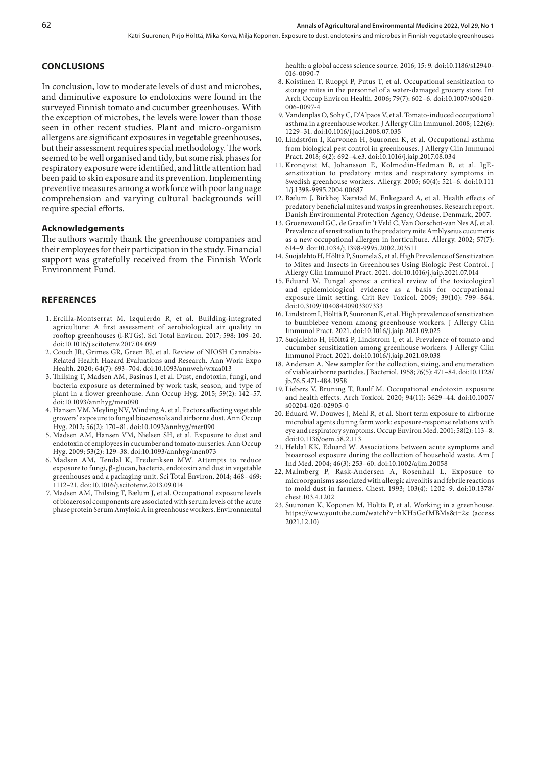## CONCLUSIONS

In conclusion, low to moderate levels of dust and microbes, and diminutive exposure to endotoxins were found in the surveyed Finnish tomato and cucumber greenhouses. With the exception of microbes, the levels were lower than those seen in other recent studies. Plant and micro-organism allergens are significant exposures in vegetable greenhouses, but their assessment requires special methodology. The work seemed to be well organised and tidy, but some risk phases for respiratory exposure were identified, and little attention had been paid to skin exposure and its prevention. Implementing preventive measures among a workforce with poor language comprehension and varying cultural backgrounds will require special efforts.

### Acknowledgements

The authors warmly thank the greenhouse companies and their employees for their participation in the study. Financial support was gratefully received from the Finnish Work Environment Fund.

## REFERENCES

1. Ercilla-Montserrat M, Izquierdo R, et al. Building-integrated agriculture: A first assessment of aerobiological air quality in rooftop greenhouses (i-RTGs). Sci Total Environ. 2017; 598: 109–20. doi:10.1016/j.scitotenv.2017.04.099
2. Couch JR, Grimes GR, Green BJ, et al. Review of NIOSH Cannabis-Related Health Hazard Evaluations and Research. Ann Work Expo Health. 2020; 64(7): 693–704. doi:10.1093/annweh/wxaa013
3. Thilsing T, Madsen AM, Basinas I, et al. Dust, endotoxin, fungi, and bacteria exposure as determined by work task, season, and type of plant in a flower greenhouse. Ann Occup Hyg. 2015; 59(2): 142–57. doi:10.1093/annhyg/meu090
4. Hansen VM, Meyling NV, Winding A, et al. Factors affecting vegetable growers' exposure to fungal bioaerosols and airborne dust. Ann Occup Hyg. 2012; 56(2): 170–81. doi:10.1093/annhyg/mer090
5. Madsen AM, Hansen VM, Nielsen SH, et al. Exposure to dust and endotoxin of employees in cucumber and tomato nurseries. Ann Occup Hyg. 2009; 53(2): 129–38. doi:10.1093/annhyg/men073
6. Madsen AM, Tendal K, Frederiksen MW. Attempts to reduce exposure to fungi, β-glucan, bacteria, endotoxin and dust in vegetable greenhouses and a packaging unit. Sci Total Environ. 2014; 468–469: 1112–21. doi:10.1016/j.scitotenv.2013.09.014
7. Madsen AM, Thilsing T, Bælum J, et al. Occupational exposure levels of bioaerosol components are associated with serum levels of the acute phase protein Serum Amyloid A in greenhouse workers. Environmental health: a global access science source. 2016; 15: 9. doi:10.1186/s12940-016-0090-7
8. Koistinen T, Ruoppi P, Putus T, et al. Occupational sensitization to storage mites in the personnel of a water-damaged grocery store. Int Arch Occup Environ Health. 2006; 79(7): 602–6. doi:10.1007/s00420-006-0097-4
9. Vandenplas O, Sohy C, D'Alpaos V, et al. Tomato-induced occupational asthma in a greenhouse worker. J Allergy Clin Immunol. 2008; 122(6): 1229–31. doi:10.1016/j.jaci.2008.07.035
10. Lindström I, Karvonen H, Suuronen K, et al. Occupational asthma from biological pest control in greenhouses. J Allergy Clin Immunol Pract. 2018; 6(2): 692–4.e3. doi:10.1016/j.jaip.2017.08.034
11. Kronqvist M, Johansson E, Kolmodin-Hedman B, et al. IgE-sensitization to predatory mites and respiratory symptoms in Swedish greenhouse workers. Allergy. 2005; 60(4): 521–6. doi:10.1111/j.1398-9995.2004.00687
12. Bælum J, Birkhøj Kærstad M, Enkegaard A, et al. Health effects of predatory beneficial mites and wasps in greenhouses. Research report. Danish Environmental Protection Agency, Odense, Denmark, 2007.
13. Groenewoud GC, de Graaf in 't Veld C, Van Oorschot-van Nes AJ, et al. Prevalence of sensitization to the predatory mite Amblyseius cucumeris as a new occupational allergen in horticulture. Allergy. 2002; 57(7): 614–9. doi:10.1034/j.1398-9995.2002.203511
14. Suojalehto H, Hölttä P, Suomela S, et al. High Prevalence of Sensitization to Mites and Insects in Greenhouses Using Biologic Pest Control. J Allergy Clin Immunol Pract. 2021. doi:10.1016/j.jaip.2021.07.014
15. Eduard W. Fungal spores: a critical review of the toxicological and epidemiological evidence as a basis for occupational exposure limit setting. Crit Rev Toxicol. 2009; 39(10): 799–864. doi:10.3109/10408440903307333
16. Lindstrom I, Hölttä P, Suuronen K, et al. High prevalence of sensitization to bumblebee venom among greenhouse workers. J Allergy Clin Immunol Pract. 2021. doi:10.1016/j.jaip.2021.09.025
17. Suojalehto H, Hölttä P, Lindstrom I, et al. Prevalence of tomato and cucumber sensitization among greenhouse workers. J Allergy Clin Immunol Pract. 2021. doi:10.1016/j.jaip.2021.09.038
18. Andersen A. New sampler for the collection, sizing, and enumeration of viable airborne particles. J Bacteriol. 1958; 76(5): 471–84. doi:10.1128/jb.76.5.471-484.1958
19. Liebers V, Bruning T, Raulf M. Occupational endotoxin exposure and health effects. Arch Toxicol. 2020; 94(11): 3629–44. doi:10.1007/s00204-020-02905-0
20. Eduard W, Douwes J, Mehl R, et al. Short term exposure to airborne microbial agents during farm work: exposure-response relations with eye and respiratory symptoms. Occup Environ Med. 2001; 58(2): 113–8. doi:10.1136/oem.58.2.113
21. Heldal KK, Eduard W. Associations between acute symptoms and bioaerosol exposure during the collection of household waste. Am J Ind Med. 2004; 46(3): 253–60. doi:10.1002/ajim.20058
22. Malmberg P, Rask-Andersen A, Rosenhall L. Exposure to microorganisms associated with allergic alveolitis and febrile reactions to mold dust in farmers. Chest. 1993; 103(4): 1202–9. doi:10.1378/chest.103.4.1202
23. Suuronen K, Koponen M, Hölttä P, et al. Working in a greenhouse. https://www.youtube.com/watch?v=hKH5GcfMBMs&t=2s: (access 2021.12.10)